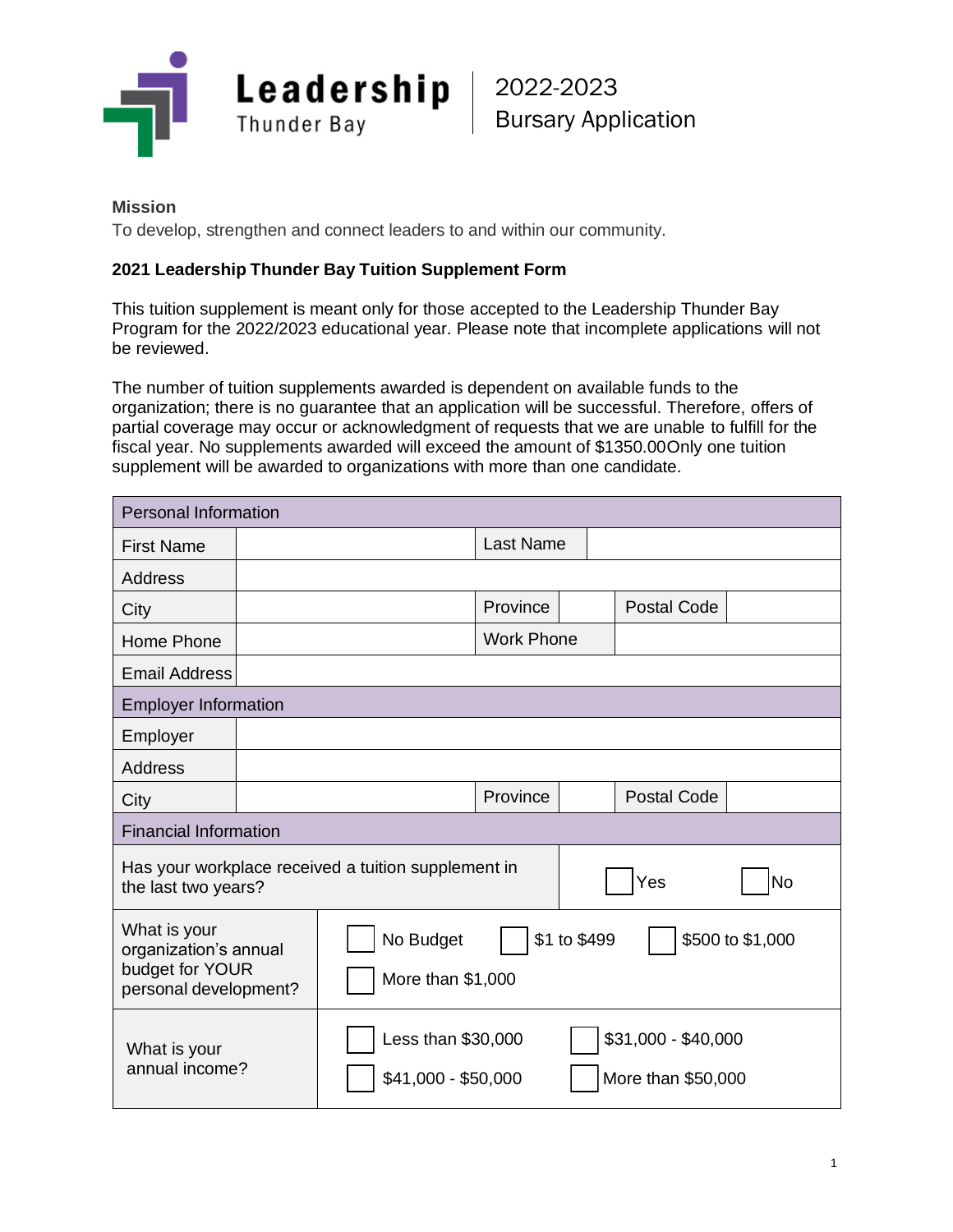# Leadership Thunder Bay

## 2022-2023 Bursary Application

**Mission**

To develop, strengthen and connect leaders to and within our community.

**2021 Leadership Thunder Bay Tuition Supplement Form**

This tuition supplement is meant only for those accepted to the Leadership Thunder Bay Program for the 2022/2023 educational year. Please note that incomplete applications will not be reviewed.

The number of tuition supplements awarded is dependent on available funds to the organization; there is no guarantee that an application will be successful. Therefore, offers of partial coverage may occur or acknowledgment of requests that we are unable to fulfill for the fiscal year. No supplements awarded will exceed the amount of $1350.00Only one tuition supplement will be awarded to organizations with more than one candidate.

| Personal Information | | | | | |
|---|---|---|---|---|---|
| First Name | | Last Name | | | |
| Address | | | | | |
| City | | Province | | Postal Code | |
| Home Phone | | Work Phone | | | |
| Email Address | | | | | |
| **Employer Information** | | | | | |
| Employer | | | | | |
| Address | | | | | |
| City | | Province | | Postal Code | |

| Financial Information | |
|---|---|
| Has your workplace received a tuition supplement in the last two years? | ☐ Yes ☐ No |
| What is your organization's annual budget for YOUR personal development? | ☐ No Budget ☐ $1 to $499 ☐ $500 to $1,000 ☐ More than $1,000 |
| What is your annual income? | ☐ Less than $30,000 ☐ $31,000 - $40,000 ☐ $41,000 - $50,000 ☐ More than $50,000 |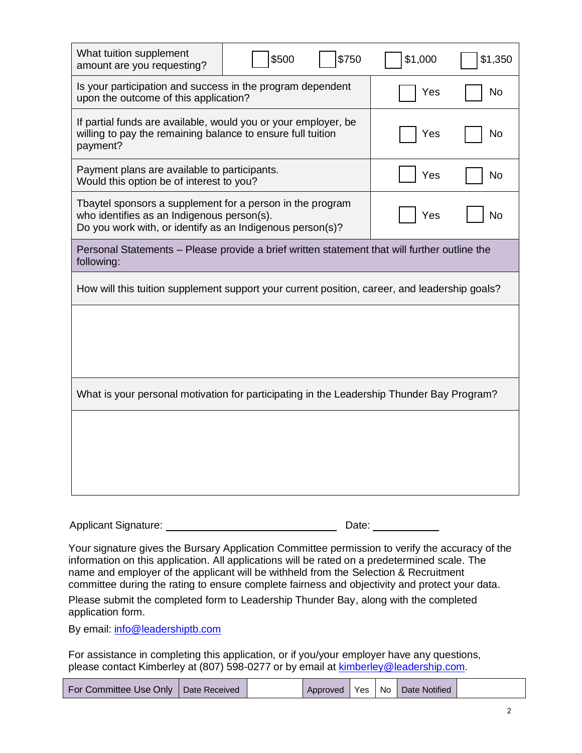| | | | | |
|---|---|---|---|---|
| What tuition supplement amount are you requesting? | ☐ $500 | ☐ $750 | ☐ $1,000 | ☐ $1,350 |

| | | |
|---|---|---|
| Is your participation and success in the program dependent upon the outcome of this application? | ☐ Yes | ☐ No |
| If partial funds are available, would you or your employer, be willing to pay the remaining balance to ensure full tuition payment? | ☐ Yes | ☐ No |
| Payment plans are available to participants. Would this option be of interest to you? | ☐ Yes | ☐ No |
| Tbaytel sponsors a supplement for a person in the program who identifies as an Indigenous person(s). Do you work with, or identify as an Indigenous person(s)? | ☐ Yes | ☐ No |

**Personal Statements – Please provide a brief written statement that will further outline the following:**

How will this tuition supplement support your current position, career, and leadership goals?

What is your personal motivation for participating in the Leadership Thunder Bay Program?

Applicant Signature: ______________________________ Date: ____________

Your signature gives the Bursary Application Committee permission to verify the accuracy of the information on this application. All applications will be rated on a predetermined scale. The name and employer of the applicant will be withheld from the Selection & Recruitment committee during the rating to ensure complete fairness and objectivity and protect your data.

Please submit the completed form to Leadership Thunder Bay, along with the completed application form.

By email: info@leadershiptb.com

For assistance in completing this application, or if you/your employer have any questions, please contact Kimberley at (807) 598-0277 or by email at kimberley@leadership.com.

| | | | | | | | |
|---|---|---|---|---|---|---|---|
| For Committee Use Only | Date Received | | Approved | Yes | No | Date Notified | |